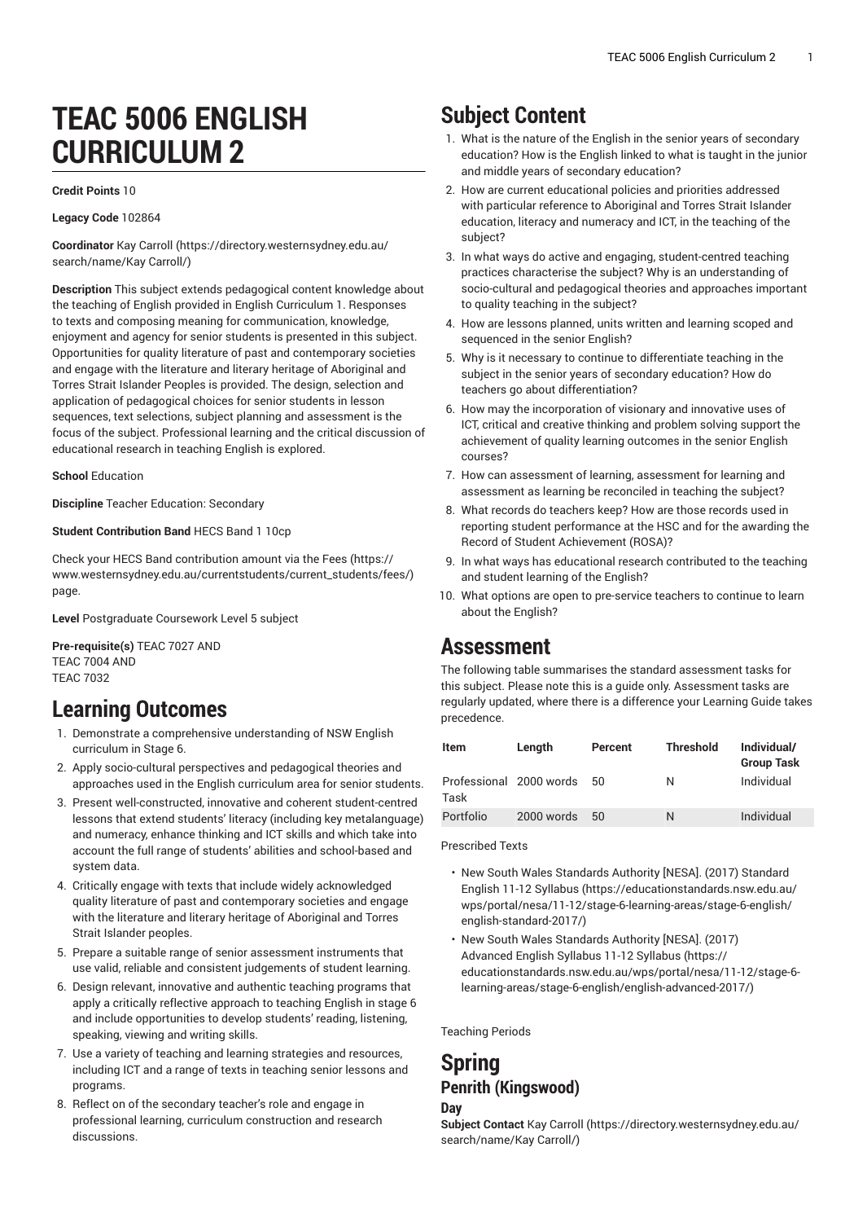# TEAC 5006 ENGLISH CURRICULUM 2

**Credit Points** 10

**Legacy Code** 102864

**Coordinator** Kay Carroll (https://directory.westernsydney.edu.au/search/name/Kay Carroll/)

**Description** This subject extends pedagogical content knowledge about the teaching of English provided in English Curriculum 1. Responses to texts and composing meaning for communication, knowledge, enjoyment and agency for senior students is presented in this subject. Opportunities for quality literature of past and contemporary societies and engage with the literature and literary heritage of Aboriginal and Torres Strait Islander Peoples is provided. The design, selection and application of pedagogical choices for senior students in lesson sequences, text selections, subject planning and assessment is the focus of the subject. Professional learning and the critical discussion of educational research in teaching English is explored.

**School** Education

**Discipline** Teacher Education: Secondary

**Student Contribution Band** HECS Band 1 10cp

Check your HECS Band contribution amount via the Fees (https://www.westernsydney.edu.au/currentstudents/current_students/fees/) page.

**Level** Postgraduate Coursework Level 5 subject

**Pre-requisite(s)** TEAC 7027 AND
TEAC 7004 AND
TEAC 7032

## Learning Outcomes

1. Demonstrate a comprehensive understanding of NSW English curriculum in Stage 6.
2. Apply socio-cultural perspectives and pedagogical theories and approaches used in the English curriculum area for senior students.
3. Present well-constructed, innovative and coherent student-centred lessons that extend students' literacy (including key metalanguage) and numeracy, enhance thinking and ICT skills and which take into account the full range of students' abilities and school-based and system data.
4. Critically engage with texts that include widely acknowledged quality literature of past and contemporary societies and engage with the literature and literary heritage of Aboriginal and Torres Strait Islander peoples.
5. Prepare a suitable range of senior assessment instruments that use valid, reliable and consistent judgements of student learning.
6. Design relevant, innovative and authentic teaching programs that apply a critically reflective approach to teaching English in stage 6 and include opportunities to develop students' reading, listening, speaking, viewing and writing skills.
7. Use a variety of teaching and learning strategies and resources, including ICT and a range of texts in teaching senior lessons and programs.
8. Reflect on of the secondary teacher's role and engage in professional learning, curriculum construction and research discussions.

## Subject Content

1. What is the nature of the English in the senior years of secondary education? How is the English linked to what is taught in the junior and middle years of secondary education?
2. How are current educational policies and priorities addressed with particular reference to Aboriginal and Torres Strait Islander education, literacy and numeracy and ICT, in the teaching of the subject?
3. In what ways do active and engaging, student-centred teaching practices characterise the subject? Why is an understanding of socio-cultural and pedagogical theories and approaches important to quality teaching in the subject?
4. How are lessons planned, units written and learning scoped and sequenced in the senior English?
5. Why is it necessary to continue to differentiate teaching in the subject in the senior years of secondary education? How do teachers go about differentiation?
6. How may the incorporation of visionary and innovative uses of ICT, critical and creative thinking and problem solving support the achievement of quality learning outcomes in the senior English courses?
7. How can assessment of learning, assessment for learning and assessment as learning be reconciled in teaching the subject?
8. What records do teachers keep? How are those records used in reporting student performance at the HSC and for the awarding the Record of Student Achievement (ROSA)?
9. In what ways has educational research contributed to the teaching and student learning of the English?
10. What options are open to pre-service teachers to continue to learn about the English?

## Assessment

The following table summarises the standard assessment tasks for this subject. Please note this is a guide only. Assessment tasks are regularly updated, where there is a difference your Learning Guide takes precedence.

| Item | Length | Percent | Threshold | Individual/ Group Task |
|---|---|---|---|---|
| Professional Task | 2000 words | 50 | N | Individual |
| Portfolio | 2000 words | 50 | N | Individual |

Prescribed Texts

- New South Wales Standards Authority [NESA]. (2017) Standard English 11-12 Syllabus (https://educationstandards.nsw.edu.au/wps/portal/nesa/11-12/stage-6-learning-areas/stage-6-english/english-standard-2017/)
- New South Wales Standards Authority [NESA]. (2017) Advanced English Syllabus 11-12 Syllabus (https://educationstandards.nsw.edu.au/wps/portal/nesa/11-12/stage-6-learning-areas/stage-6-english/english-advanced-2017/)

Teaching Periods

## Spring

### Penrith (Kingswood)

#### Day

**Subject Contact** Kay Carroll (https://directory.westernsydney.edu.au/search/name/Kay Carroll/)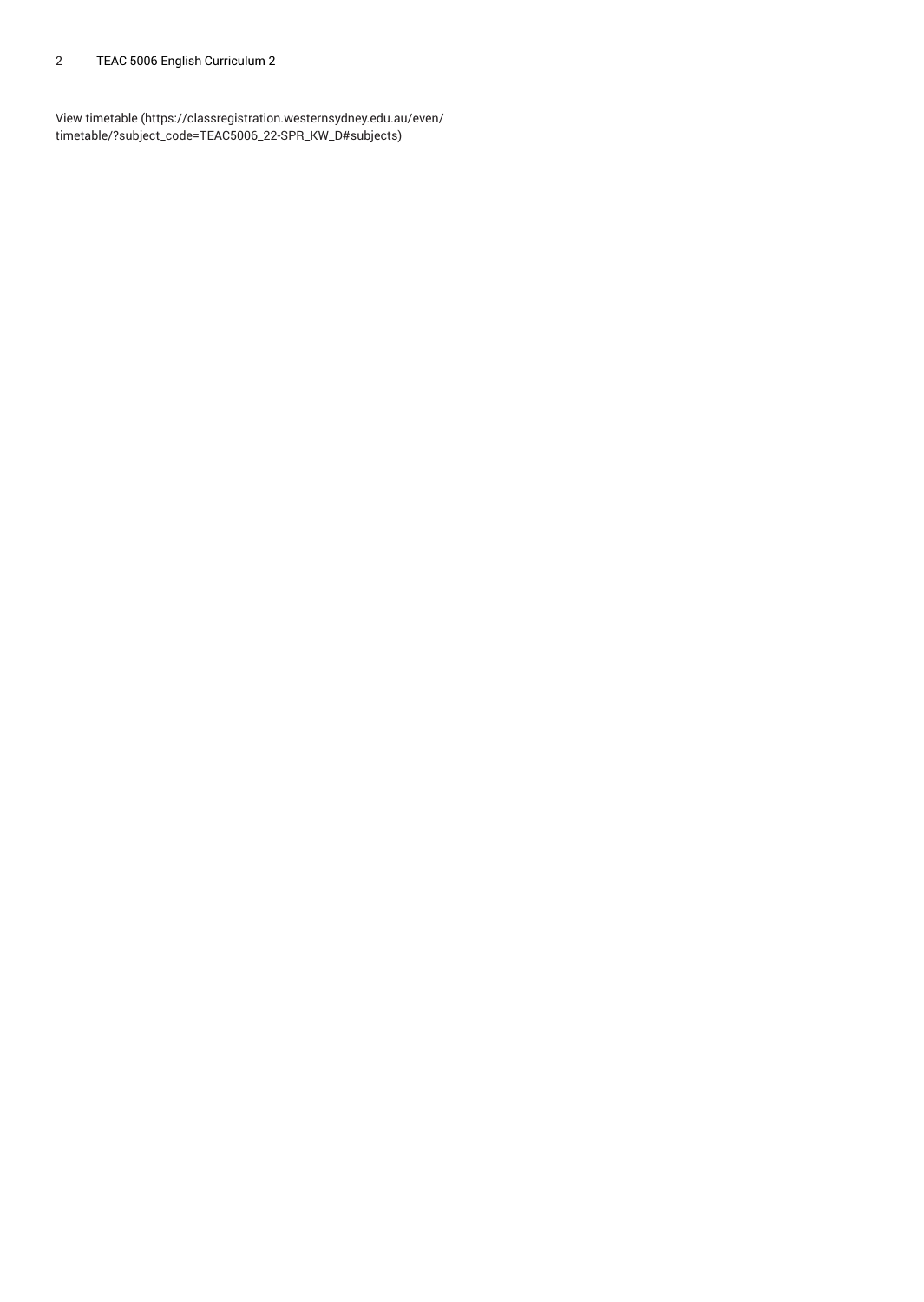View timetable (https://classregistration.westernsydney.edu.au/even/timetable/?subject_code=TEAC5006_22-SPR_KW_D#subjects)